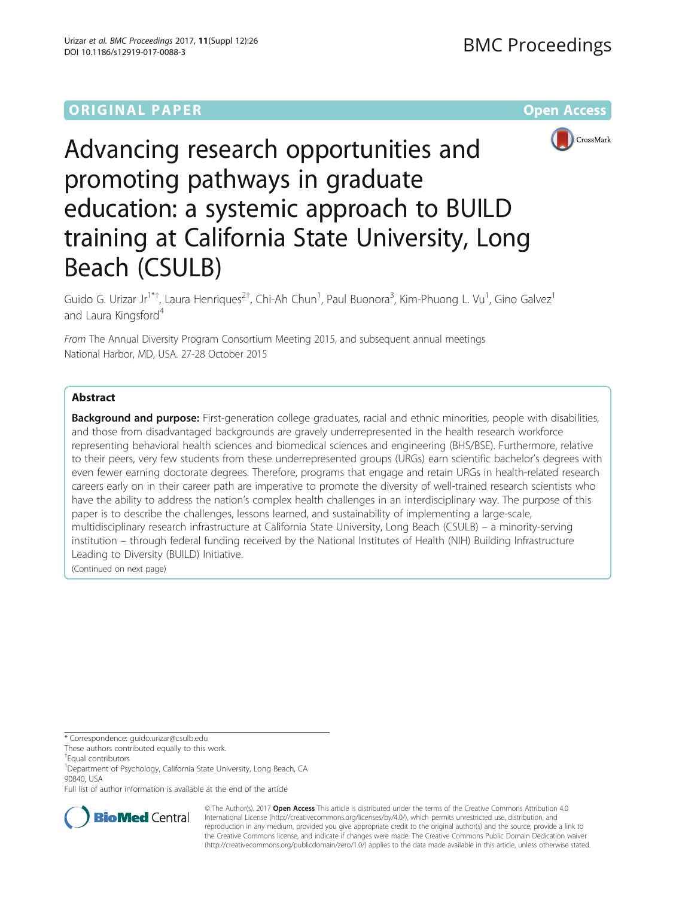ORIGINAL PAPER Open Access

# Advancing research opportunities and promoting pathways in graduate education: a systemic approach to BUILD training at California State University, Long Beach (CSULB)

Guido G. Urizar Jr[1*†], Laura Henriques[2†], Chi-Ah Chun[1], Paul Buonora[3], Kim-Phuong L. Vu[1], Gino Galvez[1] and Laura Kingsford[4]

*From* The Annual Diversity Program Consortium Meeting 2015, and subsequent annual meetings
National Harbor, MD, USA. 27-28 October 2015

## Abstract

**Background and purpose:** First-generation college graduates, racial and ethnic minorities, people with disabilities, and those from disadvantaged backgrounds are gravely underrepresented in the health research workforce representing behavioral health sciences and biomedical sciences and engineering (BHS/BSE). Furthermore, relative to their peers, very few students from these underrepresented groups (URGs) earn scientific bachelor's degrees with even fewer earning doctorate degrees. Therefore, programs that engage and retain URGs in health-related research careers early on in their career path are imperative to promote the diversity of well-trained research scientists who have the ability to address the nation's complex health challenges in an interdisciplinary way. The purpose of this paper is to describe the challenges, lessons learned, and sustainability of implementing a large-scale, multidisciplinary research infrastructure at California State University, Long Beach (CSULB) – a minority-serving institution – through federal funding received by the National Institutes of Health (NIH) Building Infrastructure Leading to Diversity (BUILD) Initiative.

(Continued on next page)

---

* Correspondence: guido.urizar@csulb.edu

These authors contributed equally to this work.

†Equal contributors

[1]Department of Psychology, California State University, Long Beach, CA 90840, USA

Full list of author information is available at the end of the article

© The Author(s). 2017 **Open Access** This article is distributed under the terms of the Creative Commons Attribution 4.0 International License (http://creativecommons.org/licenses/by/4.0/), which permits unrestricted use, distribution, and reproduction in any medium, provided you give appropriate credit to the original author(s) and the source, provide a link to the Creative Commons license, and indicate if changes were made. The Creative Commons Public Domain Dedication waiver (http://creativecommons.org/publicdomain/zero/1.0/) applies to the data made available in this article, unless otherwise stated.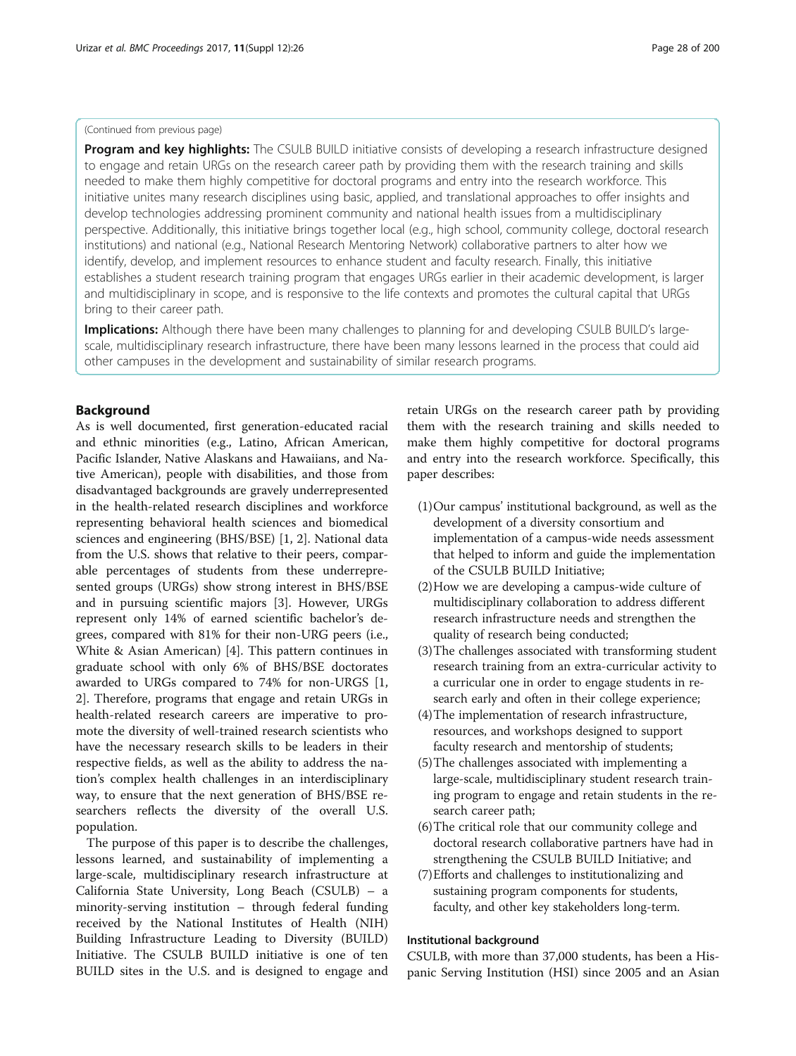(Continued from previous page)

**Program and key highlights:** The CSULB BUILD initiative consists of developing a research infrastructure designed to engage and retain URGs on the research career path by providing them with the research training and skills needed to make them highly competitive for doctoral programs and entry into the research workforce. This initiative unites many research disciplines using basic, applied, and translational approaches to offer insights and develop technologies addressing prominent community and national health issues from a multidisciplinary perspective. Additionally, this initiative brings together local (e.g., high school, community college, doctoral research institutions) and national (e.g., National Research Mentoring Network) collaborative partners to alter how we identify, develop, and implement resources to enhance student and faculty research. Finally, this initiative establishes a student research training program that engages URGs earlier in their academic development, is larger and multidisciplinary in scope, and is responsive to the life contexts and promotes the cultural capital that URGs bring to their career path.

**Implications:** Although there have been many challenges to planning for and developing CSULB BUILD's large-scale, multidisciplinary research infrastructure, there have been many lessons learned in the process that could aid other campuses in the development and sustainability of similar research programs.

## Background

As is well documented, first generation-educated racial and ethnic minorities (e.g., Latino, African American, Pacific Islander, Native Alaskans and Hawaiians, and Native American), people with disabilities, and those from disadvantaged backgrounds are gravely underrepresented in the health-related research disciplines and workforce representing behavioral health sciences and biomedical sciences and engineering (BHS/BSE) [1, 2]. National data from the U.S. shows that relative to their peers, comparable percentages of students from these underrepresented groups (URGs) show strong interest in BHS/BSE and in pursuing scientific majors [3]. However, URGs represent only 14% of earned scientific bachelor's degrees, compared with 81% for their non-URG peers (i.e., White & Asian American) [4]. This pattern continues in graduate school with only 6% of BHS/BSE doctorates awarded to URGs compared to 74% for non-URGS [1, 2]. Therefore, programs that engage and retain URGs in health-related research careers are imperative to promote the diversity of well-trained research scientists who have the necessary research skills to be leaders in their respective fields, as well as the ability to address the nation's complex health challenges in an interdisciplinary way, to ensure that the next generation of BHS/BSE researchers reflects the diversity of the overall U.S. population.

The purpose of this paper is to describe the challenges, lessons learned, and sustainability of implementing a large-scale, multidisciplinary research infrastructure at California State University, Long Beach (CSULB) – a minority-serving institution – through federal funding received by the National Institutes of Health (NIH) Building Infrastructure Leading to Diversity (BUILD) Initiative. The CSULB BUILD initiative is one of ten BUILD sites in the U.S. and is designed to engage and retain URGs on the research career path by providing them with the research training and skills needed to make them highly competitive for doctoral programs and entry into the research workforce. Specifically, this paper describes:

1. Our campus' institutional background, as well as the development of a diversity consortium and implementation of a campus-wide needs assessment that helped to inform and guide the implementation of the CSULB BUILD Initiative;
2. How we are developing a campus-wide culture of multidisciplinary collaboration to address different research infrastructure needs and strengthen the quality of research being conducted;
3. The challenges associated with transforming student research training from an extra-curricular activity to a curricular one in order to engage students in research early and often in their college experience;
4. The implementation of research infrastructure, resources, and workshops designed to support faculty research and mentorship of students;
5. The challenges associated with implementing a large-scale, multidisciplinary student research training program to engage and retain students in the research career path;
6. The critical role that our community college and doctoral research collaborative partners have had in strengthening the CSULB BUILD Initiative; and
7. Efforts and challenges to institutionalizing and sustaining program components for students, faculty, and other key stakeholders long-term.

### Institutional background

CSULB, with more than 37,000 students, has been a Hispanic Serving Institution (HSI) since 2005 and an Asian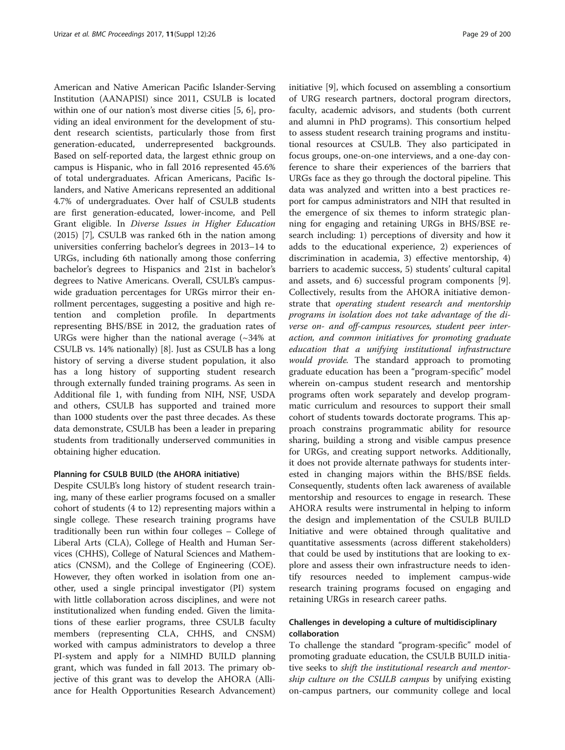American and Native American Pacific Islander-Serving Institution (AANAPISI) since 2011, CSULB is located within one of our nation's most diverse cities [5, 6], providing an ideal environment for the development of student research scientists, particularly those from first generation-educated, underrepresented backgrounds. Based on self-reported data, the largest ethnic group on campus is Hispanic, who in fall 2016 represented 45.6% of total undergraduates. African Americans, Pacific Islanders, and Native Americans represented an additional 4.7% of undergraduates. Over half of CSULB students are first generation-educated, lower-income, and Pell Grant eligible. In *Diverse Issues in Higher Education* (2015) [7], CSULB was ranked 6th in the nation among universities conferring bachelor's degrees in 2013–14 to URGs, including 6th nationally among those conferring bachelor's degrees to Hispanics and 21st in bachelor's degrees to Native Americans. Overall, CSULB's campus-wide graduation percentages for URGs mirror their enrollment percentages, suggesting a positive and high retention and completion profile. In departments representing BHS/BSE in 2012, the graduation rates of URGs were higher than the national average (~34% at CSULB vs. 14% nationally) [8]. Just as CSULB has a long history of serving a diverse student population, it also has a long history of supporting student research through externally funded training programs. As seen in Additional file 1, with funding from NIH, NSF, USDA and others, CSULB has supported and trained more than 1000 students over the past three decades. As these data demonstrate, CSULB has been a leader in preparing students from traditionally underserved communities in obtaining higher education.

### Planning for CSULB BUILD (the AHORA initiative)

Despite CSULB's long history of student research training, many of these earlier programs focused on a smaller cohort of students (4 to 12) representing majors within a single college. These research training programs have traditionally been run within four colleges – College of Liberal Arts (CLA), College of Health and Human Services (CHHS), College of Natural Sciences and Mathematics (CNSM), and the College of Engineering (COE). However, they often worked in isolation from one another, used a single principal investigator (PI) system with little collaboration across disciplines, and were not institutionalized when funding ended. Given the limitations of these earlier programs, three CSULB faculty members (representing CLA, CHHS, and CNSM) worked with campus administrators to develop a three PI-system and apply for a NIMHD BUILD planning grant, which was funded in fall 2013. The primary objective of this grant was to develop the AHORA (Alliance for Health Opportunities Research Advancement) initiative [9], which focused on assembling a consortium of URG research partners, doctoral program directors, faculty, academic advisors, and students (both current and alumni in PhD programs). This consortium helped to assess student research training programs and institutional resources at CSULB. They also participated in focus groups, one-on-one interviews, and a one-day conference to share their experiences of the barriers that URGs face as they go through the doctoral pipeline. This data was analyzed and written into a best practices report for campus administrators and NIH that resulted in the emergence of six themes to inform strategic planning for engaging and retaining URGs in BHS/BSE research including: 1) perceptions of diversity and how it adds to the educational experience, 2) experiences of discrimination in academia, 3) effective mentorship, 4) barriers to academic success, 5) students' cultural capital and assets, and 6) successful program components [9]. Collectively, results from the AHORA initiative demonstrate that *operating student research and mentorship programs in isolation does not take advantage of the diverse on- and off-campus resources, student peer interaction, and common initiatives for promoting graduate education that a unifying institutional infrastructure would provide.* The standard approach to promoting graduate education has been a "program-specific" model wherein on-campus student research and mentorship programs often work separately and develop programmatic curriculum and resources to support their small cohort of students towards doctorate programs. This approach constrains programmatic ability for resource sharing, building a strong and visible campus presence for URGs, and creating support networks. Additionally, it does not provide alternate pathways for students interested in changing majors within the BHS/BSE fields. Consequently, students often lack awareness of available mentorship and resources to engage in research. These AHORA results were instrumental in helping to inform the design and implementation of the CSULB BUILD Initiative and were obtained through qualitative and quantitative assessments (across different stakeholders) that could be used by institutions that are looking to explore and assess their own infrastructure needs to identify resources needed to implement campus-wide research training programs focused on engaging and retaining URGs in research career paths.

## Challenges in developing a culture of multidisciplinary collaboration

To challenge the standard "program-specific" model of promoting graduate education, the CSULB BUILD initiative seeks to *shift the institutional research and mentorship culture on the CSULB campus* by unifying existing on-campus partners, our community college and local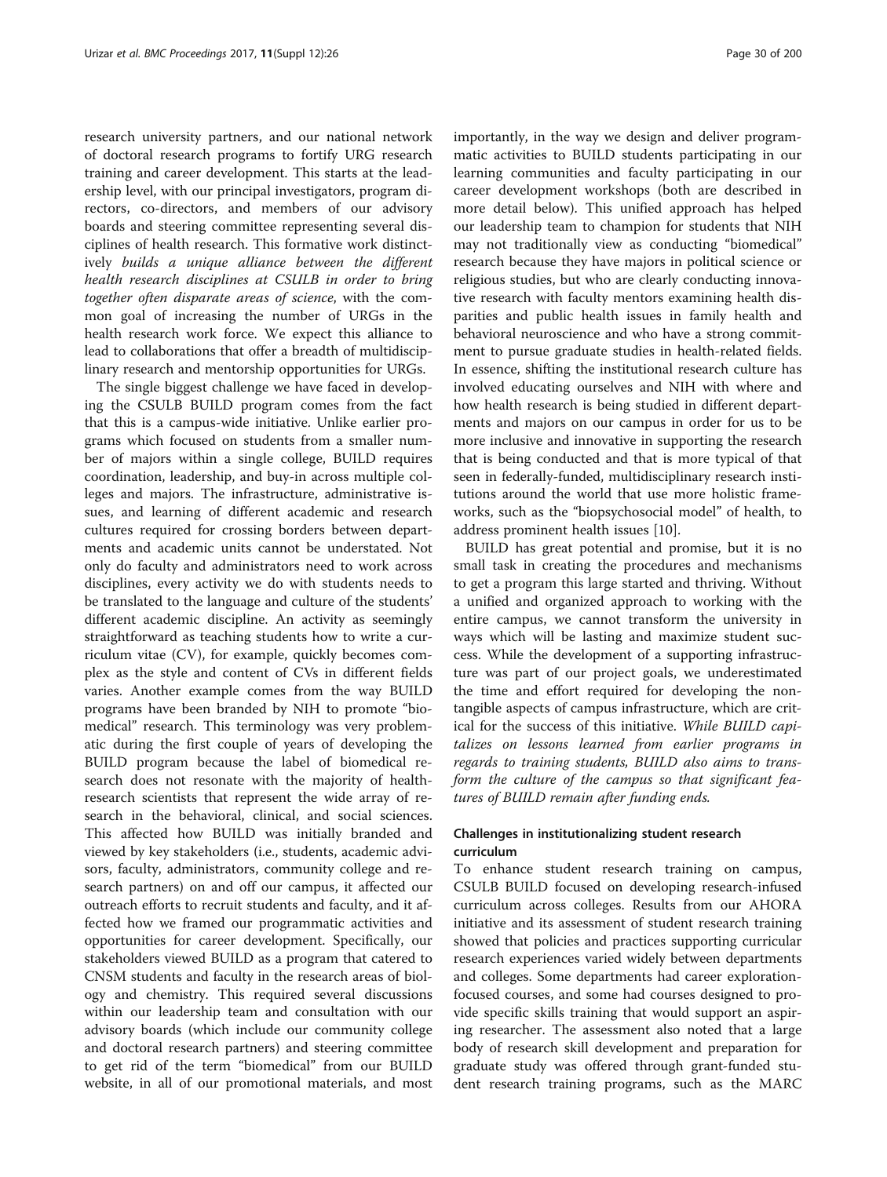research university partners, and our national network of doctoral research programs to fortify URG research training and career development. This starts at the leadership level, with our principal investigators, program directors, co-directors, and members of our advisory boards and steering committee representing several disciplines of health research. This formative work distinctively *builds a unique alliance between the different health research disciplines at CSULB in order to bring together often disparate areas of science*, with the common goal of increasing the number of URGs in the health research work force. We expect this alliance to lead to collaborations that offer a breadth of multidisciplinary research and mentorship opportunities for URGs.

The single biggest challenge we have faced in developing the CSULB BUILD program comes from the fact that this is a campus-wide initiative. Unlike earlier programs which focused on students from a smaller number of majors within a single college, BUILD requires coordination, leadership, and buy-in across multiple colleges and majors. The infrastructure, administrative issues, and learning of different academic and research cultures required for crossing borders between departments and academic units cannot be understated. Not only do faculty and administrators need to work across disciplines, every activity we do with students needs to be translated to the language and culture of the students' different academic discipline. An activity as seemingly straightforward as teaching students how to write a curriculum vitae (CV), for example, quickly becomes complex as the style and content of CVs in different fields varies. Another example comes from the way BUILD programs have been branded by NIH to promote "biomedical" research. This terminology was very problematic during the first couple of years of developing the BUILD program because the label of biomedical research does not resonate with the majority of health-research scientists that represent the wide array of research in the behavioral, clinical, and social sciences. This affected how BUILD was initially branded and viewed by key stakeholders (i.e., students, academic advisors, faculty, administrators, community college and research partners) on and off our campus, it affected our outreach efforts to recruit students and faculty, and it affected how we framed our programmatic activities and opportunities for career development. Specifically, our stakeholders viewed BUILD as a program that catered to CNSM students and faculty in the research areas of biology and chemistry. This required several discussions within our leadership team and consultation with our advisory boards (which include our community college and doctoral research partners) and steering committee to get rid of the term "biomedical" from our BUILD website, in all of our promotional materials, and most importantly, in the way we design and deliver programmatic activities to BUILD students participating in our learning communities and faculty participating in our career development workshops (both are described in more detail below). This unified approach has helped our leadership team to champion for students that NIH may not traditionally view as conducting "biomedical" research because they have majors in political science or religious studies, but who are clearly conducting innovative research with faculty mentors examining health disparities and public health issues in family health and behavioral neuroscience and who have a strong commitment to pursue graduate studies in health-related fields. In essence, shifting the institutional research culture has involved educating ourselves and NIH with where and how health research is being studied in different departments and majors on our campus in order for us to be more inclusive and innovative in supporting the research that is being conducted and that is more typical of that seen in federally-funded, multidisciplinary research institutions around the world that use more holistic frameworks, such as the "biopsychosocial model" of health, to address prominent health issues [10].

BUILD has great potential and promise, but it is no small task in creating the procedures and mechanisms to get a program this large started and thriving. Without a unified and organized approach to working with the entire campus, we cannot transform the university in ways which will be lasting and maximize student success. While the development of a supporting infrastructure was part of our project goals, we underestimated the time and effort required for developing the non-tangible aspects of campus infrastructure, which are critical for the success of this initiative. *While BUILD capitalizes on lessons learned from earlier programs in regards to training students, BUILD also aims to transform the culture of the campus so that significant features of BUILD remain after funding ends.*

### Challenges in institutionalizing student research curriculum

To enhance student research training on campus, CSULB BUILD focused on developing research-infused curriculum across colleges. Results from our AHORA initiative and its assessment of student research training showed that policies and practices supporting curricular research experiences varied widely between departments and colleges. Some departments had career exploration-focused courses, and some had courses designed to provide specific skills training that would support an aspiring researcher. The assessment also noted that a large body of research skill development and preparation for graduate study was offered through grant-funded student research training programs, such as the MARC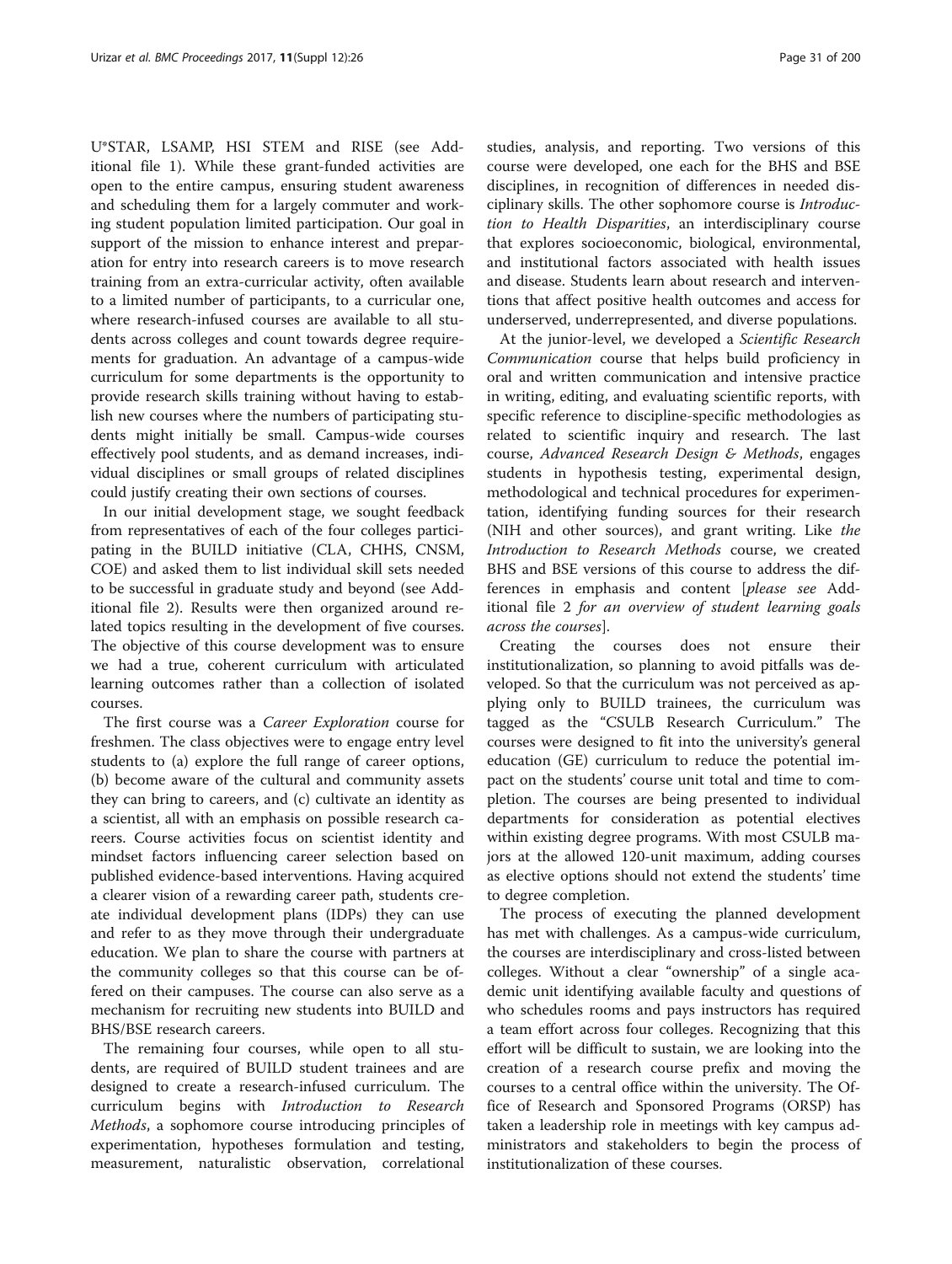U*STAR, LSAMP, HSI STEM and RISE (see Additional file 1). While these grant-funded activities are open to the entire campus, ensuring student awareness and scheduling them for a largely commuter and working student population limited participation. Our goal in support of the mission to enhance interest and preparation for entry into research careers is to move research training from an extra-curricular activity, often available to a limited number of participants, to a curricular one, where research-infused courses are available to all students across colleges and count towards degree requirements for graduation. An advantage of a campus-wide curriculum for some departments is the opportunity to provide research skills training without having to establish new courses where the numbers of participating students might initially be small. Campus-wide courses effectively pool students, and as demand increases, individual disciplines or small groups of related disciplines could justify creating their own sections of courses.

In our initial development stage, we sought feedback from representatives of each of the four colleges participating in the BUILD initiative (CLA, CHHS, CNSM, COE) and asked them to list individual skill sets needed to be successful in graduate study and beyond (see Additional file 2). Results were then organized around related topics resulting in the development of five courses. The objective of this course development was to ensure we had a true, coherent curriculum with articulated learning outcomes rather than a collection of isolated courses.

The first course was a *Career Exploration* course for freshmen. The class objectives were to engage entry level students to (a) explore the full range of career options, (b) become aware of the cultural and community assets they can bring to careers, and (c) cultivate an identity as a scientist, all with an emphasis on possible research careers. Course activities focus on scientist identity and mindset factors influencing career selection based on published evidence-based interventions. Having acquired a clearer vision of a rewarding career path, students create individual development plans (IDPs) they can use and refer to as they move through their undergraduate education. We plan to share the course with partners at the community colleges so that this course can be offered on their campuses. The course can also serve as a mechanism for recruiting new students into BUILD and BHS/BSE research careers.

The remaining four courses, while open to all students, are required of BUILD student trainees and are designed to create a research-infused curriculum. The curriculum begins with *Introduction to Research Methods*, a sophomore course introducing principles of experimentation, hypotheses formulation and testing, measurement, naturalistic observation, correlational studies, analysis, and reporting. Two versions of this course were developed, one each for the BHS and BSE disciplines, in recognition of differences in needed disciplinary skills. The other sophomore course is *Introduction to Health Disparities*, an interdisciplinary course that explores socioeconomic, biological, environmental, and institutional factors associated with health issues and disease. Students learn about research and interventions that affect positive health outcomes and access for underserved, underrepresented, and diverse populations.

At the junior-level, we developed a *Scientific Research Communication* course that helps build proficiency in oral and written communication and intensive practice in writing, editing, and evaluating scientific reports, with specific reference to discipline-specific methodologies as related to scientific inquiry and research. The last course, *Advanced Research Design & Methods*, engages students in hypothesis testing, experimental design, methodological and technical procedures for experimentation, identifying funding sources for their research (NIH and other sources), and grant writing. Like *the Introduction to Research Methods* course, we created BHS and BSE versions of this course to address the differences in emphasis and content [*please see* Additional file 2 *for an overview of student learning goals across the courses*].

Creating the courses does not ensure their institutionalization, so planning to avoid pitfalls was developed. So that the curriculum was not perceived as applying only to BUILD trainees, the curriculum was tagged as the "CSULB Research Curriculum." The courses were designed to fit into the university's general education (GE) curriculum to reduce the potential impact on the students' course unit total and time to completion. The courses are being presented to individual departments for consideration as potential electives within existing degree programs. With most CSULB majors at the allowed 120-unit maximum, adding courses as elective options should not extend the students' time to degree completion.

The process of executing the planned development has met with challenges. As a campus-wide curriculum, the courses are interdisciplinary and cross-listed between colleges. Without a clear "ownership" of a single academic unit identifying available faculty and questions of who schedules rooms and pays instructors has required a team effort across four colleges. Recognizing that this effort will be difficult to sustain, we are looking into the creation of a research course prefix and moving the courses to a central office within the university. The Office of Research and Sponsored Programs (ORSP) has taken a leadership role in meetings with key campus administrators and stakeholders to begin the process of institutionalization of these courses.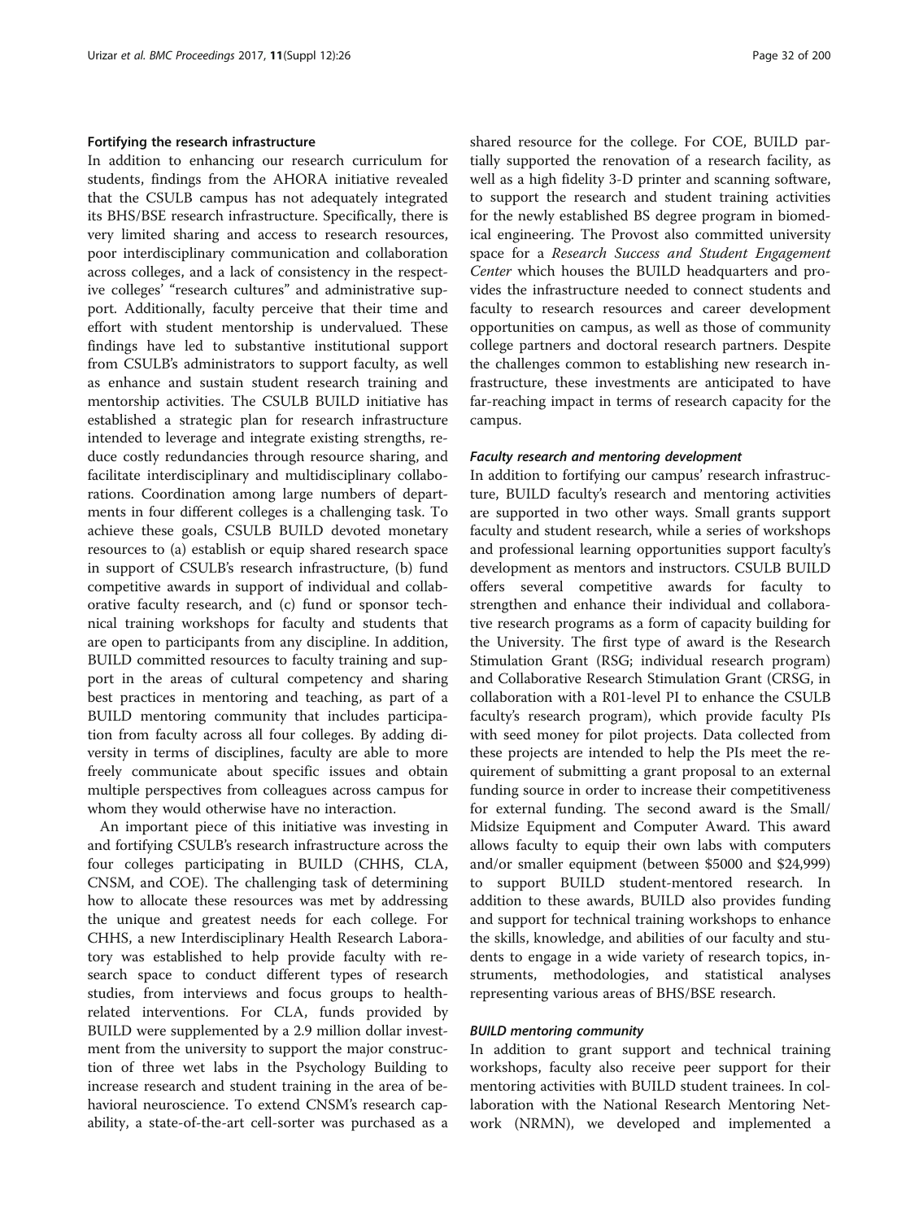### Fortifying the research infrastructure

In addition to enhancing our research curriculum for students, findings from the AHORA initiative revealed that the CSULB campus has not adequately integrated its BHS/BSE research infrastructure. Specifically, there is very limited sharing and access to research resources, poor interdisciplinary communication and collaboration across colleges, and a lack of consistency in the respective colleges' "research cultures" and administrative support. Additionally, faculty perceive that their time and effort with student mentorship is undervalued. These findings have led to substantive institutional support from CSULB's administrators to support faculty, as well as enhance and sustain student research training and mentorship activities. The CSULB BUILD initiative has established a strategic plan for research infrastructure intended to leverage and integrate existing strengths, reduce costly redundancies through resource sharing, and facilitate interdisciplinary and multidisciplinary collaborations. Coordination among large numbers of departments in four different colleges is a challenging task. To achieve these goals, CSULB BUILD devoted monetary resources to (a) establish or equip shared research space in support of CSULB's research infrastructure, (b) fund competitive awards in support of individual and collaborative faculty research, and (c) fund or sponsor technical training workshops for faculty and students that are open to participants from any discipline. In addition, BUILD committed resources to faculty training and support in the areas of cultural competency and sharing best practices in mentoring and teaching, as part of a BUILD mentoring community that includes participation from faculty across all four colleges. By adding diversity in terms of disciplines, faculty are able to more freely communicate about specific issues and obtain multiple perspectives from colleagues across campus for whom they would otherwise have no interaction.

An important piece of this initiative was investing in and fortifying CSULB's research infrastructure across the four colleges participating in BUILD (CHHS, CLA, CNSM, and COE). The challenging task of determining how to allocate these resources was met by addressing the unique and greatest needs for each college. For CHHS, a new Interdisciplinary Health Research Laboratory was established to help provide faculty with research space to conduct different types of research studies, from interviews and focus groups to health-related interventions. For CLA, funds provided by BUILD were supplemented by a 2.9 million dollar investment from the university to support the major construction of three wet labs in the Psychology Building to increase research and student training in the area of behavioral neuroscience. To extend CNSM's research capability, a state-of-the-art cell-sorter was purchased as a shared resource for the college. For COE, BUILD partially supported the renovation of a research facility, as well as a high fidelity 3-D printer and scanning software, to support the research and student training activities for the newly established BS degree program in biomedical engineering. The Provost also committed university space for a *Research Success and Student Engagement Center* which houses the BUILD headquarters and provides the infrastructure needed to connect students and faculty to research resources and career development opportunities on campus, as well as those of community college partners and doctoral research partners. Despite the challenges common to establishing new research infrastructure, these investments are anticipated to have far-reaching impact in terms of research capacity for the campus.

#### *Faculty research and mentoring development*

In addition to fortifying our campus' research infrastructure, BUILD faculty's research and mentoring activities are supported in two other ways. Small grants support faculty and student research, while a series of workshops and professional learning opportunities support faculty's development as mentors and instructors. CSULB BUILD offers several competitive awards for faculty to strengthen and enhance their individual and collaborative research programs as a form of capacity building for the University. The first type of award is the Research Stimulation Grant (RSG; individual research program) and Collaborative Research Stimulation Grant (CRSG, in collaboration with a R01-level PI to enhance the CSULB faculty's research program), which provide faculty PIs with seed money for pilot projects. Data collected from these projects are intended to help the PIs meet the requirement of submitting a grant proposal to an external funding source in order to increase their competitiveness for external funding. The second award is the Small/Midsize Equipment and Computer Award. This award allows faculty to equip their own labs with computers and/or smaller equipment (between \$5000 and \$24,999) to support BUILD student-mentored research. In addition to these awards, BUILD also provides funding and support for technical training workshops to enhance the skills, knowledge, and abilities of our faculty and students to engage in a wide variety of research topics, instruments, methodologies, and statistical analyses representing various areas of BHS/BSE research.

#### *BUILD mentoring community*

In addition to grant support and technical training workshops, faculty also receive peer support for their mentoring activities with BUILD student trainees. In collaboration with the National Research Mentoring Network (NRMN), we developed and implemented a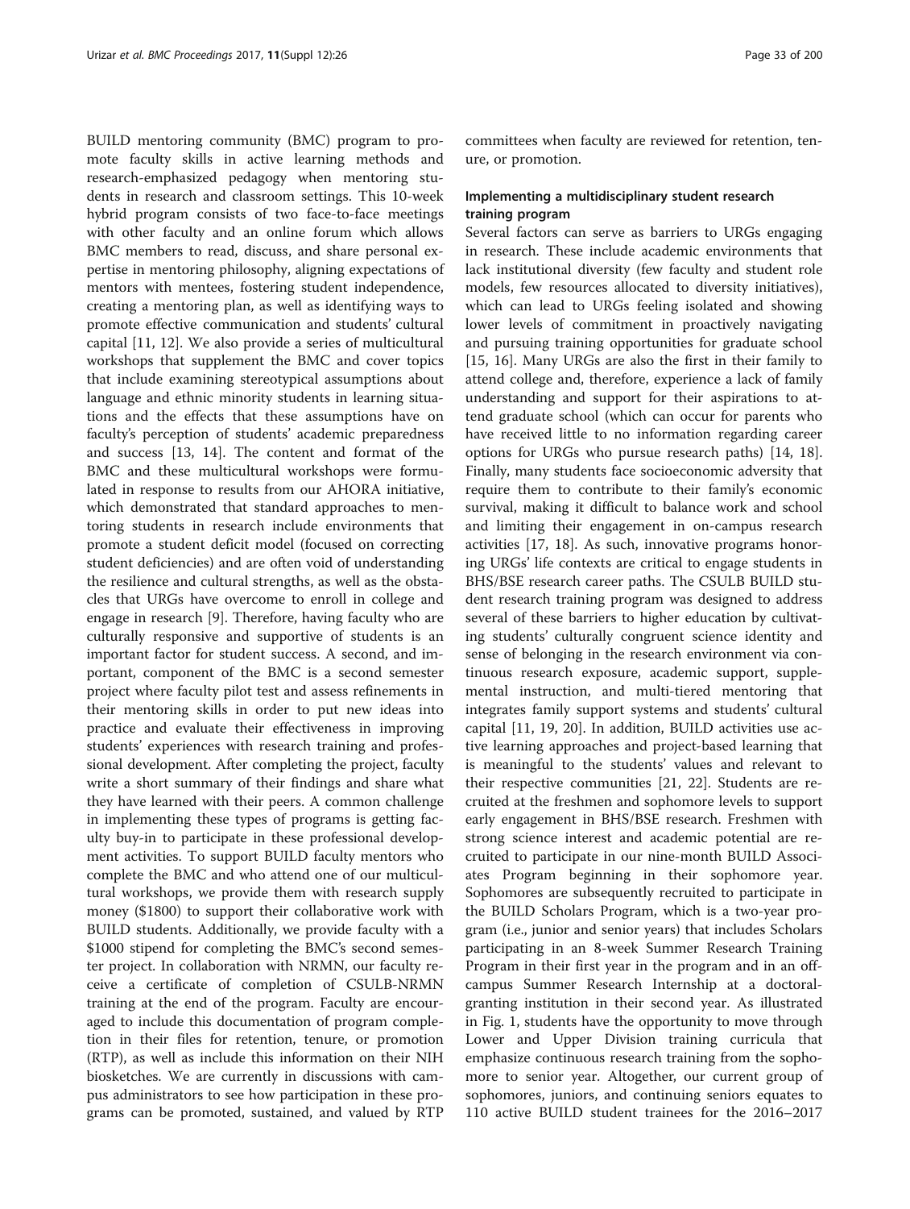BUILD mentoring community (BMC) program to promote faculty skills in active learning methods and research-emphasized pedagogy when mentoring students in research and classroom settings. This 10-week hybrid program consists of two face-to-face meetings with other faculty and an online forum which allows BMC members to read, discuss, and share personal expertise in mentoring philosophy, aligning expectations of mentors with mentees, fostering student independence, creating a mentoring plan, as well as identifying ways to promote effective communication and students' cultural capital [11, 12]. We also provide a series of multicultural workshops that supplement the BMC and cover topics that include examining stereotypical assumptions about language and ethnic minority students in learning situations and the effects that these assumptions have on faculty's perception of students' academic preparedness and success [13, 14]. The content and format of the BMC and these multicultural workshops were formulated in response to results from our AHORA initiative, which demonstrated that standard approaches to mentoring students in research include environments that promote a student deficit model (focused on correcting student deficiencies) and are often void of understanding the resilience and cultural strengths, as well as the obstacles that URGs have overcome to enroll in college and engage in research [9]. Therefore, having faculty who are culturally responsive and supportive of students is an important factor for student success. A second, and important, component of the BMC is a second semester project where faculty pilot test and assess refinements in their mentoring skills in order to put new ideas into practice and evaluate their effectiveness in improving students' experiences with research training and professional development. After completing the project, faculty write a short summary of their findings and share what they have learned with their peers. A common challenge in implementing these types of programs is getting faculty buy-in to participate in these professional development activities. To support BUILD faculty mentors who complete the BMC and who attend one of our multicultural workshops, we provide them with research supply money ($1800) to support their collaborative work with BUILD students. Additionally, we provide faculty with a $1000 stipend for completing the BMC's second semester project. In collaboration with NRMN, our faculty receive a certificate of completion of CSULB-NRMN training at the end of the program. Faculty are encouraged to include this documentation of program completion in their files for retention, tenure, or promotion (RTP), as well as include this information on their NIH biosketches. We are currently in discussions with campus administrators to see how participation in these programs can be promoted, sustained, and valued by RTP committees when faculty are reviewed for retention, tenure, or promotion.

### Implementing a multidisciplinary student research training program

Several factors can serve as barriers to URGs engaging in research. These include academic environments that lack institutional diversity (few faculty and student role models, few resources allocated to diversity initiatives), which can lead to URGs feeling isolated and showing lower levels of commitment in proactively navigating and pursuing training opportunities for graduate school [15, 16]. Many URGs are also the first in their family to attend college and, therefore, experience a lack of family understanding and support for their aspirations to attend graduate school (which can occur for parents who have received little to no information regarding career options for URGs who pursue research paths) [14, 18]. Finally, many students face socioeconomic adversity that require them to contribute to their family's economic survival, making it difficult to balance work and school and limiting their engagement in on-campus research activities [17, 18]. As such, innovative programs honoring URGs' life contexts are critical to engage students in BHS/BSE research career paths. The CSULB BUILD student research training program was designed to address several of these barriers to higher education by cultivating students' culturally congruent science identity and sense of belonging in the research environment via continuous research exposure, academic support, supplemental instruction, and multi-tiered mentoring that integrates family support systems and students' cultural capital [11, 19, 20]. In addition, BUILD activities use active learning approaches and project-based learning that is meaningful to the students' values and relevant to their respective communities [21, 22]. Students are recruited at the freshmen and sophomore levels to support early engagement in BHS/BSE research. Freshmen with strong science interest and academic potential are recruited to participate in our nine-month BUILD Associates Program beginning in their sophomore year. Sophomores are subsequently recruited to participate in the BUILD Scholars Program, which is a two-year program (i.e., junior and senior years) that includes Scholars participating in an 8-week Summer Research Training Program in their first year in the program and in an off-campus Summer Research Internship at a doctoral-granting institution in their second year. As illustrated in Fig. 1, students have the opportunity to move through Lower and Upper Division training curricula that emphasize continuous research training from the sophomore to senior year. Altogether, our current group of sophomores, juniors, and continuing seniors equates to 110 active BUILD student trainees for the 2016–2017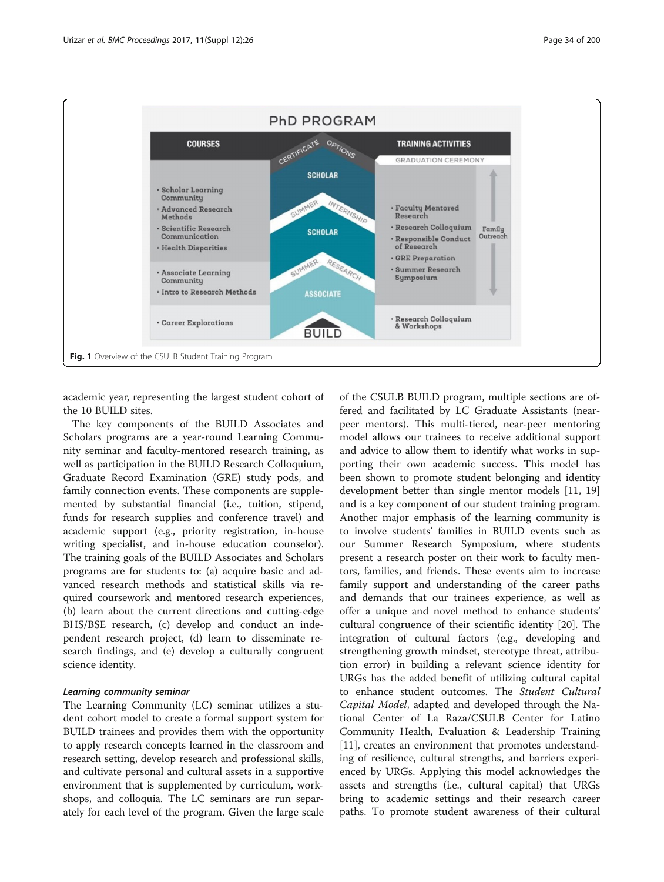PhD PROGRAM

COURSES

CERTIFICATE OPTIONS

TRAINING ACTIVITIES

GRADUATION CEREMONY

SCHOLAR

- Scholar Learning Community
- Advanced Research Methods
- Scientific Research Communication
- Health Disparities

SUMMER INTERNSHIP

SCHOLAR

- Faculty Mentored Research
- Research Colloquium
- Responsible Conduct of Research
- GRE Preparation
- Summer Research Symposium

Family Outreach

- Associate Learning Community
- Intro to Research Methods

SUMMER RESEARCH

ASSOCIATE

- Career Explorations

BUILD

- Research Colloquium & Workshops

**Fig. 1** Overview of the CSULB Student Training Program

academic year, representing the largest student cohort of the 10 BUILD sites.

The key components of the BUILD Associates and Scholars programs are a year-round Learning Community seminar and faculty-mentored research training, as well as participation in the BUILD Research Colloquium, Graduate Record Examination (GRE) study pods, and family connection events. These components are supplemented by substantial financial (i.e., tuition, stipend, funds for research supplies and conference travel) and academic support (e.g., priority registration, in-house writing specialist, and in-house education counselor). The training goals of the BUILD Associates and Scholars programs are for students to: (a) acquire basic and advanced research methods and statistical skills via required coursework and mentored research experiences, (b) learn about the current directions and cutting-edge BHS/BSE research, (c) develop and conduct an independent research project, (d) learn to disseminate research findings, and (e) develop a culturally congruent science identity.

### *Learning community seminar*

The Learning Community (LC) seminar utilizes a student cohort model to create a formal support system for BUILD trainees and provides them with the opportunity to apply research concepts learned in the classroom and research setting, develop research and professional skills, and cultivate personal and cultural assets in a supportive environment that is supplemented by curriculum, workshops, and colloquia. The LC seminars are run separately for each level of the program. Given the large scale of the CSULB BUILD program, multiple sections are offered and facilitated by LC Graduate Assistants (near-peer mentors). This multi-tiered, near-peer mentoring model allows our trainees to receive additional support and advice to allow them to identify what works in supporting their own academic success. This model has been shown to promote student belonging and identity development better than single mentor models [11, 19] and is a key component of our student training program. Another major emphasis of the learning community is to involve students' families in BUILD events such as our Summer Research Symposium, where students present a research poster on their work to faculty mentors, families, and friends. These events aim to increase family support and understanding of the career paths and demands that our trainees experience, as well as offer a unique and novel method to enhance students' cultural congruence of their scientific identity [20]. The integration of cultural factors (e.g., developing and strengthening growth mindset, stereotype threat, attribution error) in building a relevant science identity for URGs has the added benefit of utilizing cultural capital to enhance student outcomes. The *Student Cultural Capital Model*, adapted and developed through the National Center of La Raza/CSULB Center for Latino Community Health, Evaluation & Leadership Training [11], creates an environment that promotes understanding of resilience, cultural strengths, and barriers experienced by URGs. Applying this model acknowledges the assets and strengths (i.e., cultural capital) that URGs bring to academic settings and their research career paths. To promote student awareness of their cultural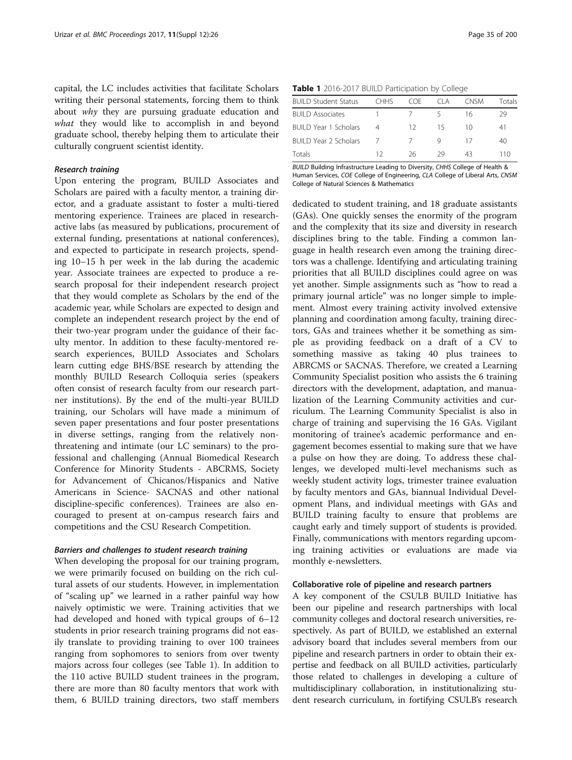capital, the LC includes activities that facilitate Scholars writing their personal statements, forcing them to think about *why* they are pursuing graduate education and *what* they would like to accomplish in and beyond graduate school, thereby helping them to articulate their culturally congruent scientist identity.

#### *Research training*

Upon entering the program, BUILD Associates and Scholars are paired with a faculty mentor, a training director, and a graduate assistant to foster a multi-tiered mentoring experience. Trainees are placed in research-active labs (as measured by publications, procurement of external funding, presentations at national conferences), and expected to participate in research projects, spending 10–15 h per week in the lab during the academic year. Associate trainees are expected to produce a research proposal for their independent research project that they would complete as Scholars by the end of the academic year, while Scholars are expected to design and complete an independent research project by the end of their two-year program under the guidance of their faculty mentor. In addition to these faculty-mentored research experiences, BUILD Associates and Scholars learn cutting edge BHS/BSE research by attending the monthly BUILD Research Colloquia series (speakers often consist of research faculty from our research partner institutions). By the end of the multi-year BUILD training, our Scholars will have made a minimum of seven paper presentations and four poster presentations in diverse settings, ranging from the relatively non-threatening and intimate (our LC seminars) to the professional and challenging (Annual Biomedical Research Conference for Minority Students - ABCRMS, Society for Advancement of Chicanos/Hispanics and Native Americans in Science- SACNAS and other national discipline-specific conferences). Trainees are also encouraged to present at on-campus research fairs and competitions and the CSU Research Competition.

#### *Barriers and challenges to student research training*

When developing the proposal for our training program, we were primarily focused on building on the rich cultural assets of our students. However, in implementation of "scaling up" we learned in a rather painful way how naively optimistic we were. Training activities that we had developed and honed with typical groups of 6–12 students in prior research training programs did not easily translate to providing training to over 100 trainees ranging from sophomores to seniors from over twenty majors across four colleges (see Table 1). In addition to the 110 active BUILD student trainees in the program, there are more than 80 faculty mentors that work with them, 6 BUILD training directors, two staff members

**Table 1** 2016-2017 BUILD Participation by College

| BUILD Student Status | CHHS | COE | CLA | CNSM | Totals |
|---|---|---|---|---|---|
| BUILD Associates | 1 | 7 | 5 | 16 | 29 |
| BUILD Year 1 Scholars | 4 | 12 | 15 | 10 | 41 |
| BUILD Year 2 Scholars | 7 | 7 | 9 | 17 | 40 |
| Totals | 12 | 26 | 29 | 43 | 110 |

*BUILD* Building Infrastructure Leading to Diversity, *CHHS* College of Health & Human Services, *COE* College of Engineering, *CLA* College of Liberal Arts, *CNSM* College of Natural Sciences & Mathematics

dedicated to student training, and 18 graduate assistants (GAs). One quickly senses the enormity of the program and the complexity that its size and diversity in research disciplines bring to the table. Finding a common language in health research even among the training directors was a challenge. Identifying and articulating training priorities that all BUILD disciplines could agree on was yet another. Simple assignments such as "how to read a primary journal article" was no longer simple to implement. Almost every training activity involved extensive planning and coordination among faculty, training directors, GAs and trainees whether it be something as simple as providing feedback on a draft of a CV to something massive as taking 40 plus trainees to ABRCMS or SACNAS. Therefore, we created a Learning Community Specialist position who assists the 6 training directors with the development, adaptation, and manualization of the Learning Community activities and curriculum. The Learning Community Specialist is also in charge of training and supervising the 16 GAs. Vigilant monitoring of trainee's academic performance and engagement becomes essential to making sure that we have a pulse on how they are doing. To address these challenges, we developed multi-level mechanisms such as weekly student activity logs, trimester trainee evaluation by faculty mentors and GAs, biannual Individual Development Plans, and individual meetings with GAs and BUILD training faculty to ensure that problems are caught early and timely support of students is provided. Finally, communications with mentors regarding upcoming training activities or evaluations are made via monthly e-newsletters.

### Collaborative role of pipeline and research partners

A key component of the CSULB BUILD Initiative has been our pipeline and research partnerships with local community colleges and doctoral research universities, respectively. As part of BUILD, we established an external advisory board that includes several members from our pipeline and research partners in order to obtain their expertise and feedback on all BUILD activities, particularly those related to challenges in developing a culture of multidisciplinary collaboration, in institutionalizing student research curriculum, in fortifying CSULB's research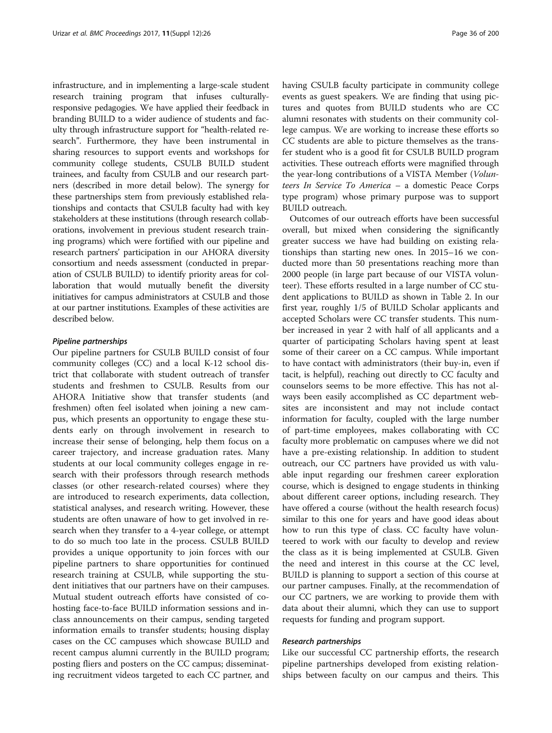infrastructure, and in implementing a large-scale student research training program that infuses culturally-responsive pedagogies. We have applied their feedback in branding BUILD to a wider audience of students and faculty through infrastructure support for "health-related research". Furthermore, they have been instrumental in sharing resources to support events and workshops for community college students, CSULB BUILD student trainees, and faculty from CSULB and our research partners (described in more detail below). The synergy for these partnerships stem from previously established relationships and contacts that CSULB faculty had with key stakeholders at these institutions (through research collaborations, involvement in previous student research training programs) which were fortified with our pipeline and research partners' participation in our AHORA diversity consortium and needs assessment (conducted in preparation of CSULB BUILD) to identify priority areas for collaboration that would mutually benefit the diversity initiatives for campus administrators at CSULB and those at our partner institutions. Examples of these activities are described below.

#### *Pipeline partnerships*

Our pipeline partners for CSULB BUILD consist of four community colleges (CC) and a local K-12 school district that collaborate with student outreach of transfer students and freshmen to CSULB. Results from our AHORA Initiative show that transfer students (and freshmen) often feel isolated when joining a new campus, which presents an opportunity to engage these students early on through involvement in research to increase their sense of belonging, help them focus on a career trajectory, and increase graduation rates. Many students at our local community colleges engage in research with their professors through research methods classes (or other research-related courses) where they are introduced to research experiments, data collection, statistical analyses, and research writing. However, these students are often unaware of how to get involved in research when they transfer to a 4-year college, or attempt to do so much too late in the process. CSULB BUILD provides a unique opportunity to join forces with our pipeline partners to share opportunities for continued research training at CSULB, while supporting the student initiatives that our partners have on their campuses. Mutual student outreach efforts have consisted of co-hosting face-to-face BUILD information sessions and in-class announcements on their campus, sending targeted information emails to transfer students; housing display cases on the CC campuses which showcase BUILD and recent campus alumni currently in the BUILD program; posting fliers and posters on the CC campus; disseminating recruitment videos targeted to each CC partner, and having CSULB faculty participate in community college events as guest speakers. We are finding that using pictures and quotes from BUILD students who are CC alumni resonates with students on their community college campus. We are working to increase these efforts so CC students are able to picture themselves as the transfer student who is a good fit for CSULB BUILD program activities. These outreach efforts were magnified through the year-long contributions of a VISTA Member (*Volunteers In Service To America* – a domestic Peace Corps type program) whose primary purpose was to support BUILD outreach.

Outcomes of our outreach efforts have been successful overall, but mixed when considering the significantly greater success we have had building on existing relationships than starting new ones. In 2015–16 we conducted more than 50 presentations reaching more than 2000 people (in large part because of our VISTA volunteer). These efforts resulted in a large number of CC student applications to BUILD as shown in Table 2. In our first year, roughly 1/5 of BUILD Scholar applicants and accepted Scholars were CC transfer students. This number increased in year 2 with half of all applicants and a quarter of participating Scholars having spent at least some of their career on a CC campus. While important to have contact with administrators (their buy-in, even if tacit, is helpful), reaching out directly to CC faculty and counselors seems to be more effective. This has not always been easily accomplished as CC department websites are inconsistent and may not include contact information for faculty, coupled with the large number of part-time employees, makes collaborating with CC faculty more problematic on campuses where we did not have a pre-existing relationship. In addition to student outreach, our CC partners have provided us with valuable input regarding our freshmen career exploration course, which is designed to engage students in thinking about different career options, including research. They have offered a course (without the health research focus) similar to this one for years and have good ideas about how to run this type of class. CC faculty have volunteered to work with our faculty to develop and review the class as it is being implemented at CSULB. Given the need and interest in this course at the CC level, BUILD is planning to support a section of this course at our partner campuses. Finally, at the recommendation of our CC partners, we are working to provide them with data about their alumni, which they can use to support requests for funding and program support.

#### *Research partnerships*

Like our successful CC partnership efforts, the research pipeline partnerships developed from existing relationships between faculty on our campus and theirs. This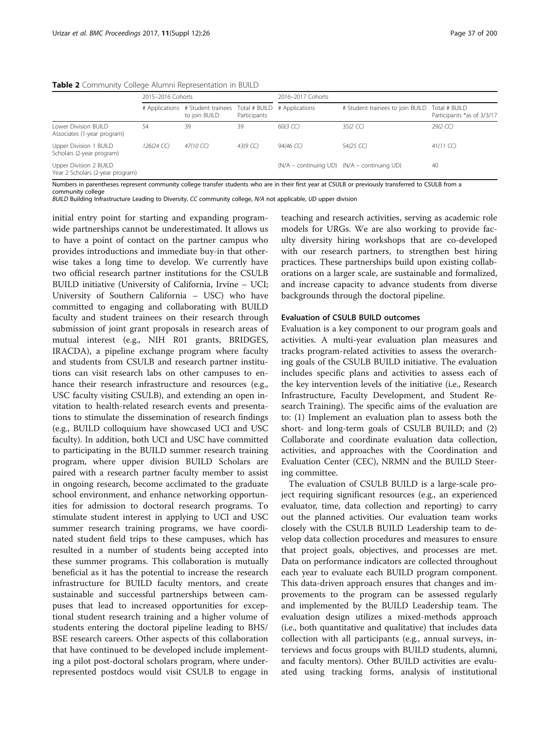**Table 2** Community College Alumni Representation in BUILD

| | 2015–2016 Cohorts | | | 2016–2017 Cohorts | | |
|---|---|---|---|---|---|---|
| | # Applications | # Student trainees to join BUILD | Total # BUILD Participants | # Applications | # Student trainees to join BUILD | Total # BUILD Participants *as of 3/3/17 |
| Lower Division BUILD Associates (1-year program) | 54 | 39 | 39 | *60(3 CC)* | *35(2 CC)* | *29(2 CC)* |
| Upper Division 1 BUILD Scholars (2-year program) | *126(24 CC)* | *47(10 CC)* | *43(9 CC)* | *94(46 CC)* | *54(25 CC)* | *41(11 CC)* |
| Upper Division 2 BUILD Year 2 Scholars (2-year program) | | | | (N/A – continuing UD) | (N/A – continuing UD) | 40 |

Numbers in parentheses represent community college transfer students who are in their first year at CSULB or previously transferred to CSULB from a community college

*BUILD* Building Infrastructure Leading to Diversity, *CC* community college, *N/A* not applicable, *UD* upper division

initial entry point for starting and expanding program-wide partnerships cannot be underestimated. It allows us to have a point of contact on the partner campus who provides introductions and immediate buy-in that otherwise takes a long time to develop. We currently have two official research partner institutions for the CSULB BUILD initiative (University of California, Irvine – UCI; University of Southern California – USC) who have committed to engaging and collaborating with BUILD faculty and student trainees on their research through submission of joint grant proposals in research areas of mutual interest (e.g., NIH R01 grants, BRIDGES, IRACDA), a pipeline exchange program where faculty and students from CSULB and research partner institutions can visit research labs on other campuses to enhance their research infrastructure and resources (e.g., USC faculty visiting CSULB), and extending an open invitation to health-related research events and presentations to stimulate the dissemination of research findings (e.g., BUILD colloquium have showcased UCI and USC faculty). In addition, both UCI and USC have committed to participating in the BUILD summer research training program, where upper division BUILD Scholars are paired with a research partner faculty member to assist in ongoing research, become acclimated to the graduate school environment, and enhance networking opportunities for admission to doctoral research programs. To stimulate student interest in applying to UCI and USC summer research training programs, we have coordinated student field trips to these campuses, which has resulted in a number of students being accepted into these summer programs. This collaboration is mutually beneficial as it has the potential to increase the research infrastructure for BUILD faculty mentors, and create sustainable and successful partnerships between campuses that lead to increased opportunities for exceptional student research training and a higher volume of students entering the doctoral pipeline leading to BHS/BSE research careers. Other aspects of this collaboration that have continued to be developed include implementing a pilot post-doctoral scholars program, where underrepresented postdocs would visit CSULB to engage in teaching and research activities, serving as academic role models for URGs. We are also working to provide faculty diversity hiring workshops that are co-developed with our research partners, to strengthen best hiring practices. These partnerships build upon existing collaborations on a larger scale, are sustainable and formalized, and increase capacity to advance students from diverse backgrounds through the doctoral pipeline.

### Evaluation of CSULB BUILD outcomes

Evaluation is a key component to our program goals and activities. A multi-year evaluation plan measures and tracks program-related activities to assess the overarching goals of the CSULB BUILD initiative. The evaluation includes specific plans and activities to assess each of the key intervention levels of the initiative (i.e., Research Infrastructure, Faculty Development, and Student Research Training). The specific aims of the evaluation are to: (1) Implement an evaluation plan to assess both the short- and long-term goals of CSULB BUILD; and (2) Collaborate and coordinate evaluation data collection, activities, and approaches with the Coordination and Evaluation Center (CEC), NRMN and the BUILD Steering committee.

The evaluation of CSULB BUILD is a large-scale project requiring significant resources (e.g., an experienced evaluator, time, data collection and reporting) to carry out the planned activities. Our evaluation team works closely with the CSULB BUILD Leadership team to develop data collection procedures and measures to ensure that project goals, objectives, and processes are met. Data on performance indicators are collected throughout each year to evaluate each BUILD program component. This data-driven approach ensures that changes and improvements to the program can be assessed regularly and implemented by the BUILD Leadership team. The evaluation design utilizes a mixed-methods approach (i.e., both quantitative and qualitative) that includes data collection with all participants (e.g., annual surveys, interviews and focus groups with BUILD students, alumni, and faculty mentors). Other BUILD activities are evaluated using tracking forms, analysis of institutional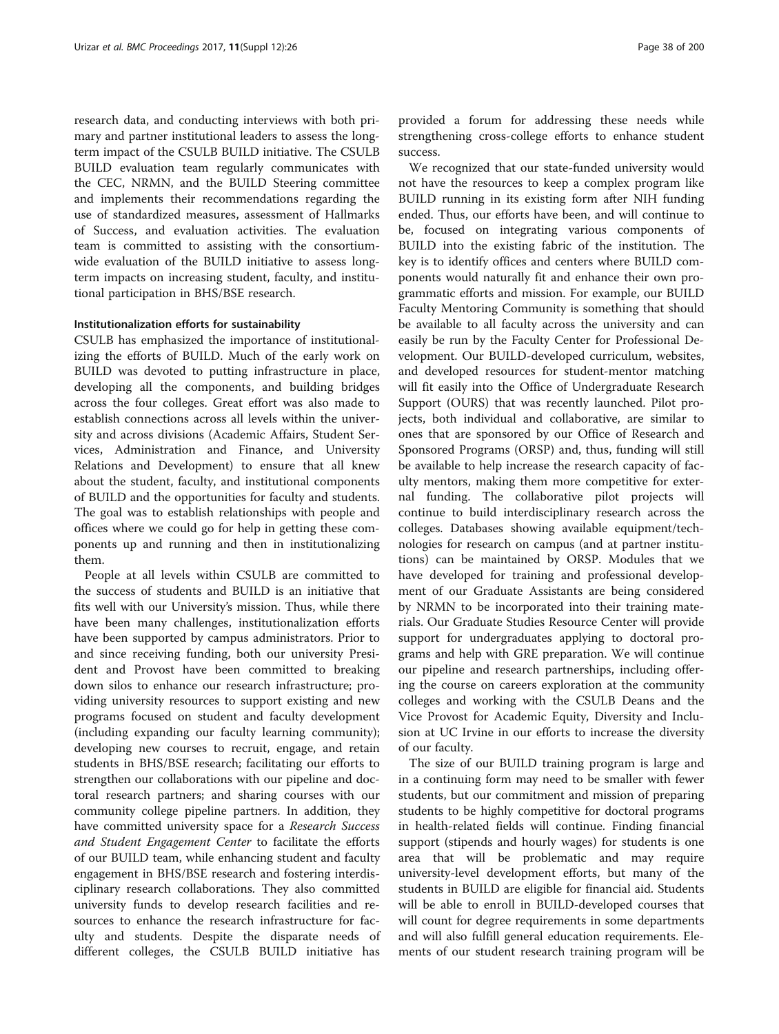research data, and conducting interviews with both primary and partner institutional leaders to assess the long-term impact of the CSULB BUILD initiative. The CSULB BUILD evaluation team regularly communicates with the CEC, NRMN, and the BUILD Steering committee and implements their recommendations regarding the use of standardized measures, assessment of Hallmarks of Success, and evaluation activities. The evaluation team is committed to assisting with the consortium-wide evaluation of the BUILD initiative to assess long-term impacts on increasing student, faculty, and institutional participation in BHS/BSE research.

#### Institutionalization efforts for sustainability

CSULB has emphasized the importance of institutionalizing the efforts of BUILD. Much of the early work on BUILD was devoted to putting infrastructure in place, developing all the components, and building bridges across the four colleges. Great effort was also made to establish connections across all levels within the university and across divisions (Academic Affairs, Student Services, Administration and Finance, and University Relations and Development) to ensure that all knew about the student, faculty, and institutional components of BUILD and the opportunities for faculty and students. The goal was to establish relationships with people and offices where we could go for help in getting these components up and running and then in institutionalizing them.

People at all levels within CSULB are committed to the success of students and BUILD is an initiative that fits well with our University's mission. Thus, while there have been many challenges, institutionalization efforts have been supported by campus administrators. Prior to and since receiving funding, both our university President and Provost have been committed to breaking down silos to enhance our research infrastructure; providing university resources to support existing and new programs focused on student and faculty development (including expanding our faculty learning community); developing new courses to recruit, engage, and retain students in BHS/BSE research; facilitating our efforts to strengthen our collaborations with our pipeline and doctoral research partners; and sharing courses with our community college pipeline partners. In addition, they have committed university space for a *Research Success and Student Engagement Center* to facilitate the efforts of our BUILD team, while enhancing student and faculty engagement in BHS/BSE research and fostering interdisciplinary research collaborations. They also committed university funds to develop research facilities and resources to enhance the research infrastructure for faculty and students. Despite the disparate needs of different colleges, the CSULB BUILD initiative has provided a forum for addressing these needs while strengthening cross-college efforts to enhance student success.

We recognized that our state-funded university would not have the resources to keep a complex program like BUILD running in its existing form after NIH funding ended. Thus, our efforts have been, and will continue to be, focused on integrating various components of BUILD into the existing fabric of the institution. The key is to identify offices and centers where BUILD components would naturally fit and enhance their own programmatic efforts and mission. For example, our BUILD Faculty Mentoring Community is something that should be available to all faculty across the university and can easily be run by the Faculty Center for Professional Development. Our BUILD-developed curriculum, websites, and developed resources for student-mentor matching will fit easily into the Office of Undergraduate Research Support (OURS) that was recently launched. Pilot projects, both individual and collaborative, are similar to ones that are sponsored by our Office of Research and Sponsored Programs (ORSP) and, thus, funding will still be available to help increase the research capacity of faculty mentors, making them more competitive for external funding. The collaborative pilot projects will continue to build interdisciplinary research across the colleges. Databases showing available equipment/technologies for research on campus (and at partner institutions) can be maintained by ORSP. Modules that we have developed for training and professional development of our Graduate Assistants are being considered by NRMN to be incorporated into their training materials. Our Graduate Studies Resource Center will provide support for undergraduates applying to doctoral programs and help with GRE preparation. We will continue our pipeline and research partnerships, including offering the course on careers exploration at the community colleges and working with the CSULB Deans and the Vice Provost for Academic Equity, Diversity and Inclusion at UC Irvine in our efforts to increase the diversity of our faculty.

The size of our BUILD training program is large and in a continuing form may need to be smaller with fewer students, but our commitment and mission of preparing students to be highly competitive for doctoral programs in health-related fields will continue. Finding financial support (stipends and hourly wages) for students is one area that will be problematic and may require university-level development efforts, but many of the students in BUILD are eligible for financial aid. Students will be able to enroll in BUILD-developed courses that will count for degree requirements in some departments and will also fulfill general education requirements. Elements of our student research training program will be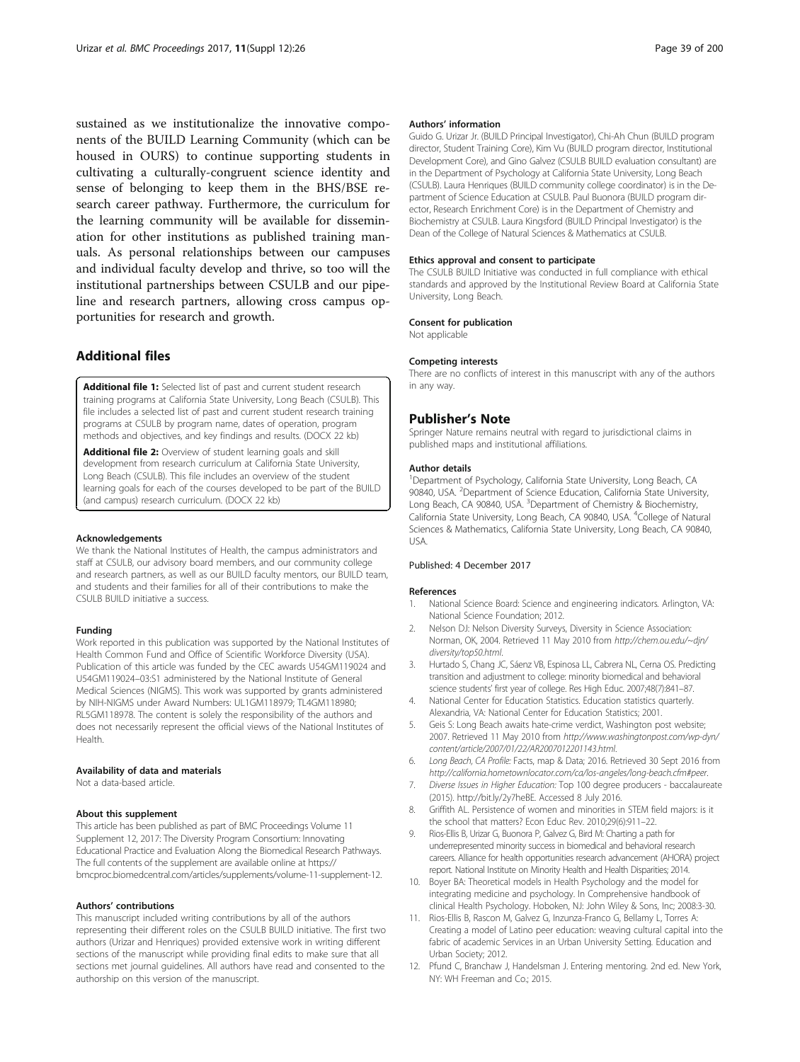sustained as we institutionalize the innovative components of the BUILD Learning Community (which can be housed in OURS) to continue supporting students in cultivating a culturally-congruent science identity and sense of belonging to keep them in the BHS/BSE research career pathway. Furthermore, the curriculum for the learning community will be available for dissemination for other institutions as published training manuals. As personal relationships between our campuses and individual faculty develop and thrive, so too will the institutional partnerships between CSULB and our pipeline and research partners, allowing cross campus opportunities for research and growth.

## Additional files

**Additional file 1:** Selected list of past and current student research training programs at California State University, Long Beach (CSULB). This file includes a selected list of past and current student research training programs at CSULB by program name, dates of operation, program methods and objectives, and key findings and results. (DOCX 22 kb)

**Additional file 2:** Overview of student learning goals and skill development from research curriculum at California State University, Long Beach (CSULB). This file includes an overview of the student learning goals for each of the courses developed to be part of the BUILD (and campus) research curriculum. (DOCX 22 kb)

#### Acknowledgements

We thank the National Institutes of Health, the campus administrators and staff at CSULB, our advisory board members, and our community college and research partners, as well as our BUILD faculty mentors, our BUILD team, and students and their families for all of their contributions to make the CSULB BUILD initiative a success.

#### Funding

Work reported in this publication was supported by the National Institutes of Health Common Fund and Office of Scientific Workforce Diversity (USA). Publication of this article was funded by the CEC awards U54GM119024 and U54GM119024–03:S1 administered by the National Institute of General Medical Sciences (NIGMS). This work was supported by grants administered by NIH-NIGMS under Award Numbers: UL1GM118979; TL4GM118980; RL5GM118978. The content is solely the responsibility of the authors and does not necessarily represent the official views of the National Institutes of Health.

#### Availability of data and materials

Not a data-based article.

#### About this supplement

This article has been published as part of BMC Proceedings Volume 11 Supplement 12, 2017: The Diversity Program Consortium: Innovating Educational Practice and Evaluation Along the Biomedical Research Pathways. The full contents of the supplement are available online at https://bmcproc.biomedcentral.com/articles/supplements/volume-11-supplement-12.

#### Authors' contributions

This manuscript included writing contributions by all of the authors representing their different roles on the CSULB BUILD initiative. The first two authors (Urizar and Henriques) provided extensive work in writing different sections of the manuscript while providing final edits to make sure that all sections met journal guidelines. All authors have read and consented to the authorship on this version of the manuscript.

#### Authors' information

Guido G. Urizar Jr. (BUILD Principal Investigator), Chi-Ah Chun (BUILD program director, Student Training Core), Kim Vu (BUILD program director, Institutional Development Core), and Gino Galvez (CSULB BUILD evaluation consultant) are in the Department of Psychology at California State University, Long Beach (CSULB). Laura Henriques (BUILD community college coordinator) is in the Department of Science Education at CSULB. Paul Buonora (BUILD program director, Research Enrichment Core) is in the Department of Chemistry and Biochemistry at CSULB. Laura Kingsford (BUILD Principal Investigator) is the Dean of the College of Natural Sciences & Mathematics at CSULB.

#### Ethics approval and consent to participate

The CSULB BUILD Initiative was conducted in full compliance with ethical standards and approved by the Institutional Review Board at California State University, Long Beach.

#### Consent for publication

Not applicable

#### Competing interests

There are no conflicts of interest in this manuscript with any of the authors in any way.

## Publisher's Note

Springer Nature remains neutral with regard to jurisdictional claims in published maps and institutional affiliations.

#### Author details

[1]Department of Psychology, California State University, Long Beach, CA 90840, USA. [2]Department of Science Education, California State University, Long Beach, CA 90840, USA. [3]Department of Chemistry & Biochemistry, California State University, Long Beach, CA 90840, USA. [4]College of Natural Sciences & Mathematics, California State University, Long Beach, CA 90840, USA.

Published: 4 December 2017

#### References

1. National Science Board: Science and engineering indicators. Arlington, VA: National Science Foundation; 2012.
2. Nelson DJ: Nelson Diversity Surveys, Diversity in Science Association: Norman, OK, 2004. Retrieved 11 May 2010 from *http://chem.ou.edu/~djn/diversity/top50.html*.
3. Hurtado S, Chang JC, Sáenz VB, Espinosa LL, Cabrera NL, Cerna OS. Predicting transition and adjustment to college: minority biomedical and behavioral science students' first year of college. Res High Educ. 2007;48(7):841–87.
4. National Center for Education Statistics. Education statistics quarterly. Alexandria, VA: National Center for Education Statistics; 2001.
5. Geis S: Long Beach awaits hate-crime verdict, Washington post website; 2007. Retrieved 11 May 2010 from *http://www.washingtonpost.com/wp-dyn/content/article/2007/01/22/AR2007012201143.html*.
6. *Long Beach, CA Profile:* Facts, map & Data; 2016. Retrieved 30 Sept 2016 from *http://california.hometownlocator.com/ca/los-angeles/long-beach.cfm#peer*.
7. *Diverse Issues in Higher Education*: Top 100 degree producers - baccalaureate (2015). http://bit.ly/2y7heBE. Accessed 8 July 2016.
8. Griffith AL. Persistence of women and minorities in STEM field majors: is it the school that matters? Econ Educ Rev. 2010;29(6):911–22.
9. Rios-Ellis B, Urizar G, Buonora P, Galvez G, Bird M: Charting a path for underrepresented minority success in biomedical and behavioral research careers. Alliance for health opportunities research advancement (AHORA) project report. National Institute on Minority Health and Health Disparities; 2014.
10. Boyer BA: Theoretical models in Health Psychology and the model for integrating medicine and psychology. In Comprehensive handbook of clinical Health Psychology. Hoboken, NJ: John Wiley & Sons, Inc; 2008:3-30.
11. Rios-Ellis B, Rascon M, Galvez G, Inzunza-Franco G, Bellamy L, Torres A: Creating a model of Latino peer education: weaving cultural capital into the fabric of academic Services in an Urban University Setting. Education and Urban Society; 2012.
12. Pfund C, Branchaw J, Handelsman J. Entering mentoring. 2nd ed. New York, NY: WH Freeman and Co.; 2015.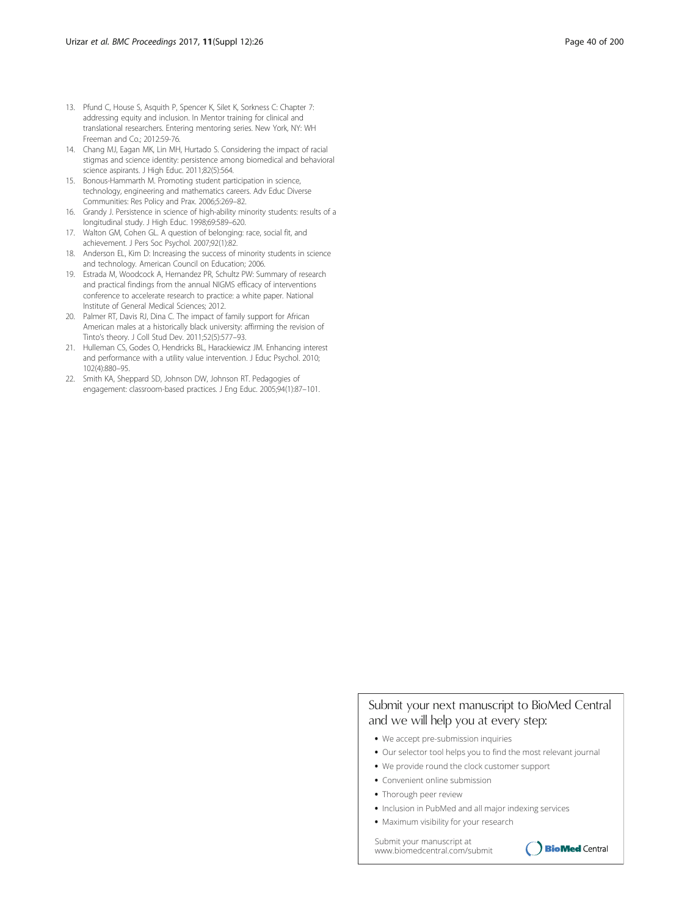13. Pfund C, House S, Asquith P, Spencer K, Silet K, Sorkness C: Chapter 7: addressing equity and inclusion. In Mentor training for clinical and translational researchers. Entering mentoring series. New York, NY: WH Freeman and Co.; 2012:59-76.
14. Chang MJ, Eagan MK, Lin MH, Hurtado S. Considering the impact of racial stigmas and science identity: persistence among biomedical and behavioral science aspirants. J High Educ. 2011;82(5):564.
15. Bonous-Hammarth M. Promoting student participation in science, technology, engineering and mathematics careers. Adv Educ Diverse Communities: Res Policy and Prax. 2006;5:269–82.
16. Grandy J. Persistence in science of high-ability minority students: results of a longitudinal study. J High Educ. 1998;69:589–620.
17. Walton GM, Cohen GL. A question of belonging: race, social fit, and achievement. J Pers Soc Psychol. 2007;92(1):82.
18. Anderson EL, Kim D: Increasing the success of minority students in science and technology. American Council on Education; 2006.
19. Estrada M, Woodcock A, Hernandez PR, Schultz PW: Summary of research and practical findings from the annual NIGMS efficacy of interventions conference to accelerate research to practice: a white paper. National Institute of General Medical Sciences; 2012.
20. Palmer RT, Davis RJ, Dina C. The impact of family support for African American males at a historically black university: affirming the revision of Tinto's theory. J Coll Stud Dev. 2011;52(5):577–93.
21. Hulleman CS, Godes O, Hendricks BL, Harackiewicz JM. Enhancing interest and performance with a utility value intervention. J Educ Psychol. 2010; 102(4):880–95.
22. Smith KA, Sheppard SD, Johnson DW, Johnson RT. Pedagogies of engagement: classroom-based practices. J Eng Educ. 2005;94(1):87–101.

Submit your next manuscript to BioMed Central and we will help you at every step:

- We accept pre-submission inquiries
- Our selector tool helps you to find the most relevant journal
- We provide round the clock customer support
- Convenient online submission
- Thorough peer review
- Inclusion in PubMed and all major indexing services
- Maximum visibility for your research

Submit your manuscript at www.biomedcentral.com/submit

BioMed Central